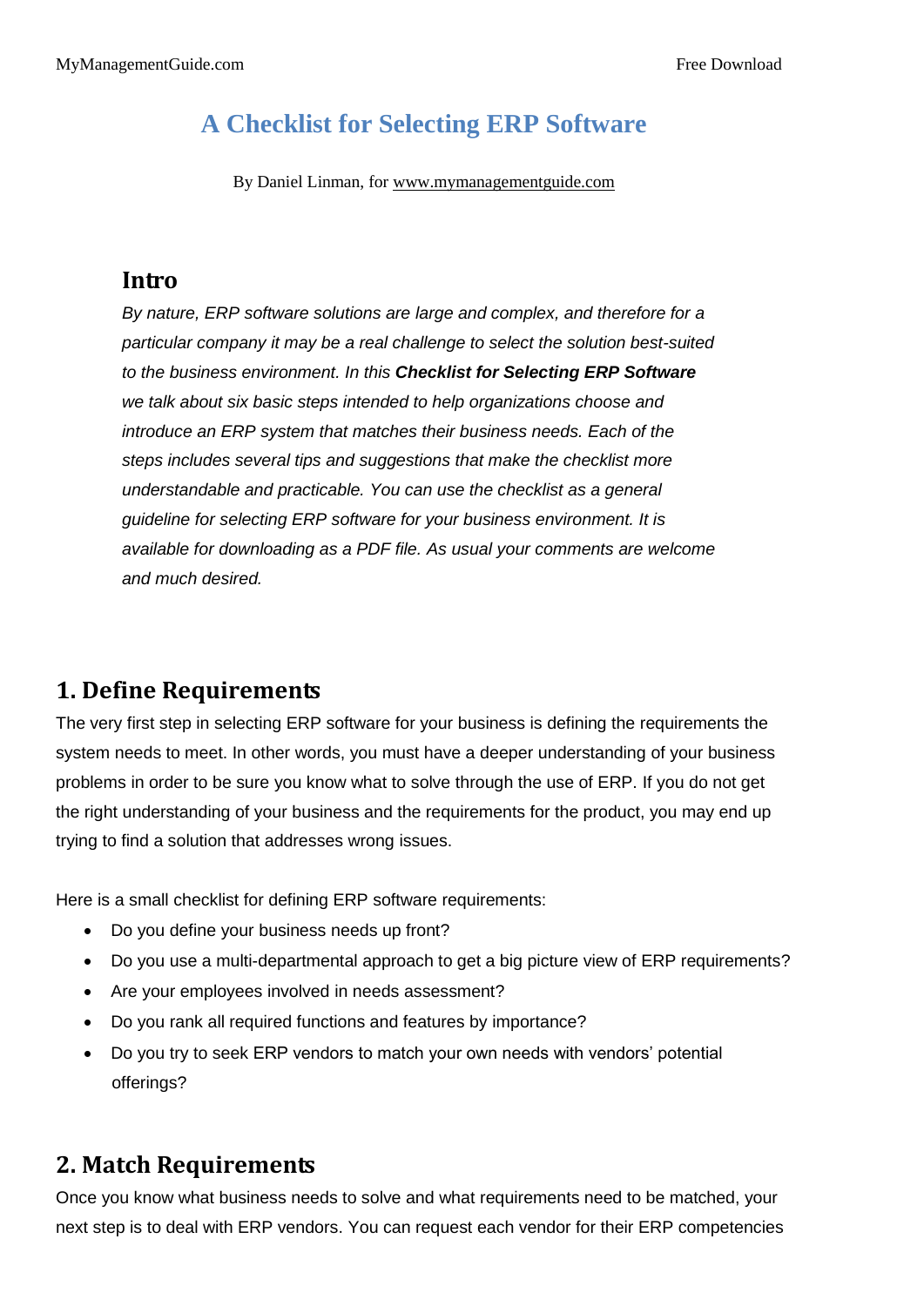# A Checklist for Selecting ERP Software

By Daniel Linman, for www.mymanagementguide.com

## Intro

*By nature, ERP software solutions are large and complex, and therefore for a particular company it may be a real challenge to select the solution best-suited to the business environment. In this **Checklist for Selecting ERP Software** we talk about six basic steps intended to help organizations choose and introduce an ERP system that matches their business needs. Each of the steps includes several tips and suggestions that make the checklist more understandable and practicable. You can use the checklist as a general guideline for selecting ERP software for your business environment. It is available for downloading as a PDF file. As usual your comments are welcome and much desired.*

## 1. Define Requirements

The very first step in selecting ERP software for your business is defining the requirements the system needs to meet. In other words, you must have a deeper understanding of your business problems in order to be sure you know what to solve through the use of ERP. If you do not get the right understanding of your business and the requirements for the product, you may end up trying to find a solution that addresses wrong issues.

Here is a small checklist for defining ERP software requirements:

- Do you define your business needs up front?
- Do you use a multi-departmental approach to get a big picture view of ERP requirements?
- Are your employees involved in needs assessment?
- Do you rank all required functions and features by importance?
- Do you try to seek ERP vendors to match your own needs with vendors' potential offerings?

## 2. Match Requirements

Once you know what business needs to solve and what requirements need to be matched, your next step is to deal with ERP vendors. You can request each vendor for their ERP competencies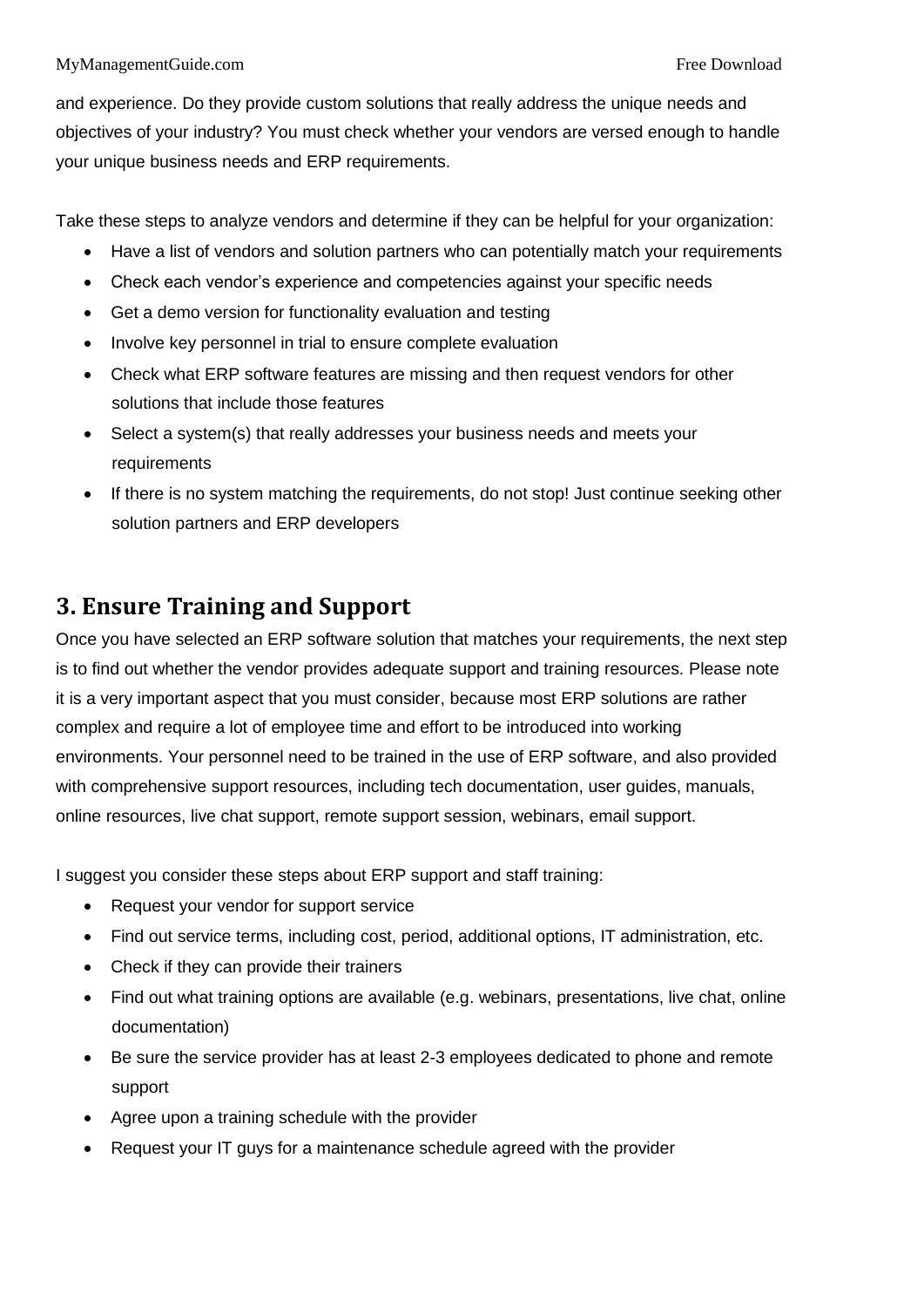and experience. Do they provide custom solutions that really address the unique needs and objectives of your industry? You must check whether your vendors are versed enough to handle your unique business needs and ERP requirements.

Take these steps to analyze vendors and determine if they can be helpful for your organization:

- Have a list of vendors and solution partners who can potentially match your requirements
- Check each vendor's experience and competencies against your specific needs
- Get a demo version for functionality evaluation and testing
- Involve key personnel in trial to ensure complete evaluation
- Check what ERP software features are missing and then request vendors for other solutions that include those features
- Select a system(s) that really addresses your business needs and meets your requirements
- If there is no system matching the requirements, do not stop! Just continue seeking other solution partners and ERP developers

## 3. Ensure Training and Support

Once you have selected an ERP software solution that matches your requirements, the next step is to find out whether the vendor provides adequate support and training resources. Please note it is a very important aspect that you must consider, because most ERP solutions are rather complex and require a lot of employee time and effort to be introduced into working environments. Your personnel need to be trained in the use of ERP software, and also provided with comprehensive support resources, including tech documentation, user guides, manuals, online resources, live chat support, remote support session, webinars, email support.

I suggest you consider these steps about ERP support and staff training:

- Request your vendor for support service
- Find out service terms, including cost, period, additional options, IT administration, etc.
- Check if they can provide their trainers
- Find out what training options are available (e.g. webinars, presentations, live chat, online documentation)
- Be sure the service provider has at least 2-3 employees dedicated to phone and remote support
- Agree upon a training schedule with the provider
- Request your IT guys for a maintenance schedule agreed with the provider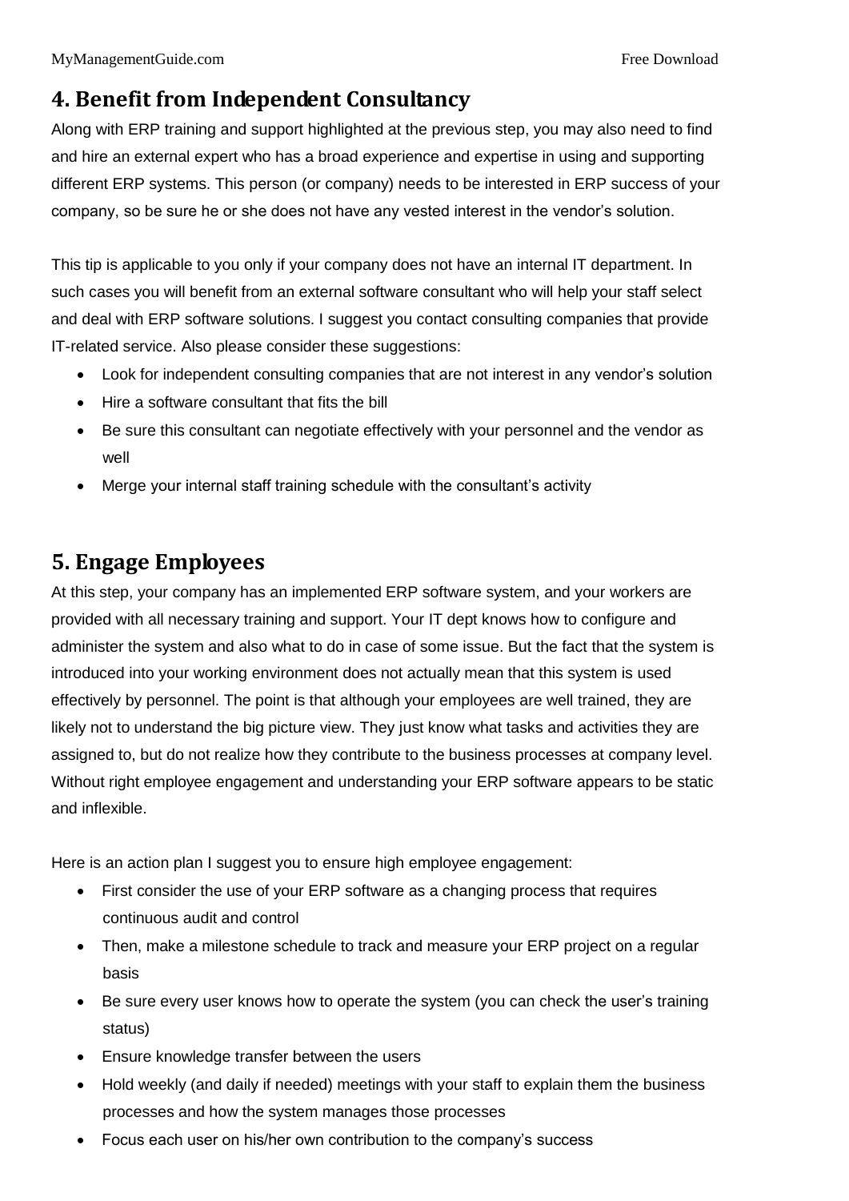## 4. Benefit from Independent Consultancy

Along with ERP training and support highlighted at the previous step, you may also need to find and hire an external expert who has a broad experience and expertise in using and supporting different ERP systems. This person (or company) needs to be interested in ERP success of your company, so be sure he or she does not have any vested interest in the vendor's solution.

This tip is applicable to you only if your company does not have an internal IT department. In such cases you will benefit from an external software consultant who will help your staff select and deal with ERP software solutions. I suggest you contact consulting companies that provide IT-related service. Also please consider these suggestions:

- Look for independent consulting companies that are not interest in any vendor's solution
- Hire a software consultant that fits the bill
- Be sure this consultant can negotiate effectively with your personnel and the vendor as well
- Merge your internal staff training schedule with the consultant's activity

## 5. Engage Employees

At this step, your company has an implemented ERP software system, and your workers are provided with all necessary training and support. Your IT dept knows how to configure and administer the system and also what to do in case of some issue. But the fact that the system is introduced into your working environment does not actually mean that this system is used effectively by personnel. The point is that although your employees are well trained, they are likely not to understand the big picture view. They just know what tasks and activities they are assigned to, but do not realize how they contribute to the business processes at company level. Without right employee engagement and understanding your ERP software appears to be static and inflexible.

Here is an action plan I suggest you to ensure high employee engagement:

- First consider the use of your ERP software as a changing process that requires continuous audit and control
- Then, make a milestone schedule to track and measure your ERP project on a regular basis
- Be sure every user knows how to operate the system (you can check the user's training status)
- Ensure knowledge transfer between the users
- Hold weekly (and daily if needed) meetings with your staff to explain them the business processes and how the system manages those processes
- Focus each user on his/her own contribution to the company's success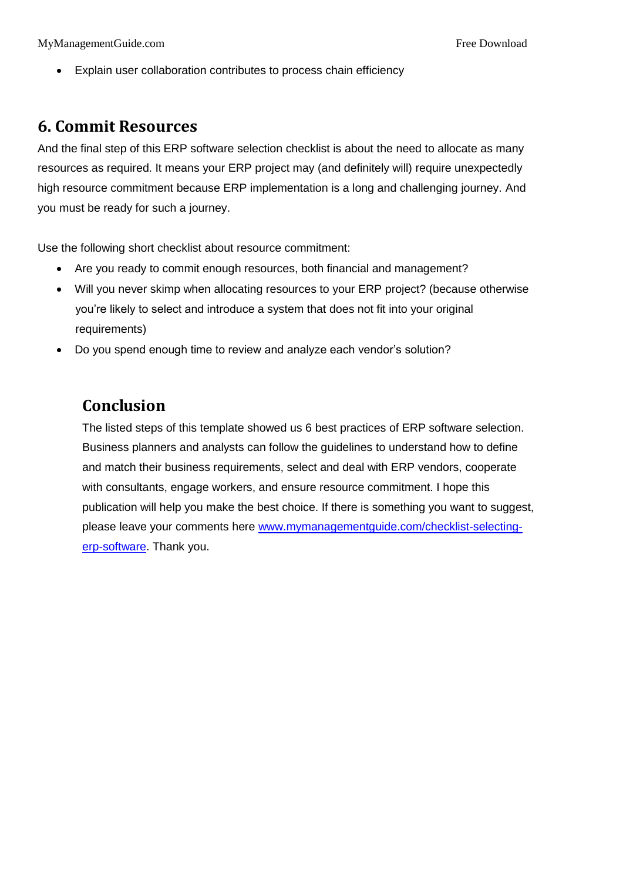- Explain user collaboration contributes to process chain efficiency

## 6. Commit Resources

And the final step of this ERP software selection checklist is about the need to allocate as many resources as required. It means your ERP project may (and definitely will) require unexpectedly high resource commitment because ERP implementation is a long and challenging journey. And you must be ready for such a journey.

Use the following short checklist about resource commitment:

- Are you ready to commit enough resources, both financial and management?
- Will you never skimp when allocating resources to your ERP project? (because otherwise you're likely to select and introduce a system that does not fit into your original requirements)
- Do you spend enough time to review and analyze each vendor's solution?

## Conclusion

The listed steps of this template showed us 6 best practices of ERP software selection. Business planners and analysts can follow the guidelines to understand how to define and match their business requirements, select and deal with ERP vendors, cooperate with consultants, engage workers, and ensure resource commitment. I hope this publication will help you make the best choice. If there is something you want to suggest, please leave your comments here [www.mymanagementguide.com/checklist-selecting-erp-software](www.mymanagementguide.com/checklist-selecting-erp-software). Thank you.